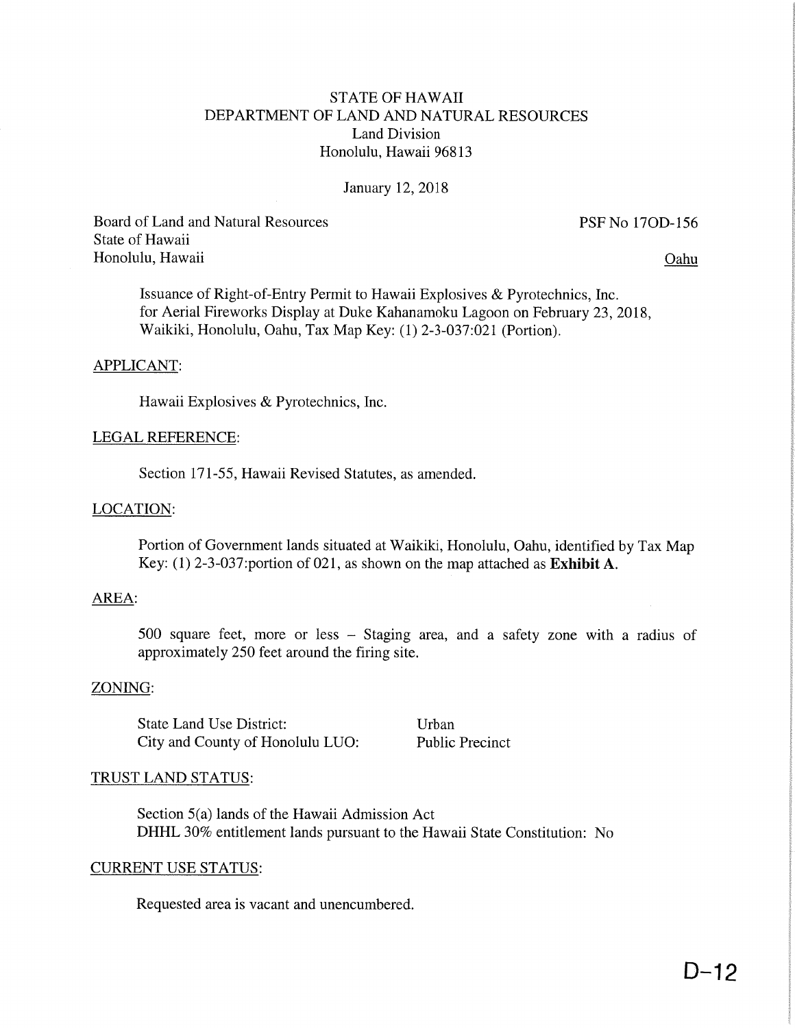STATE OF HAWAII
DEPARTMENT OF LAND AND NATURAL RESOURCES
Land Division
Honolulu, Hawaii 96813

January 12, 2018

Board of Land and Natural Resources
State of Hawaii
Honolulu, Hawaii

PSF No 17OD-156

Oahu

Issuance of Right-of-Entry Permit to Hawaii Explosives & Pyrotechnics, Inc. for Aerial Fireworks Display at Duke Kahanamoku Lagoon on February 23, 2018, Waikiki, Honolulu, Oahu, Tax Map Key: (1) 2-3-037:021 (Portion).

APPLICANT:

Hawaii Explosives & Pyrotechnics, Inc.

LEGAL REFERENCE:

Section 171-55, Hawaii Revised Statutes, as amended.

LOCATION:

Portion of Government lands situated at Waikiki, Honolulu, Oahu, identified by Tax Map Key: (1) 2-3-037:portion of 021, as shown on the map attached as **Exhibit A**.

AREA:

500 square feet, more or less – Staging area, and a safety zone with a radius of approximately 250 feet around the firing site.

ZONING:

| | |
|---|---|
| State Land Use District: | Urban |
| City and County of Honolulu LUO: | Public Precinct |

TRUST LAND STATUS:

Section 5(a) lands of the Hawaii Admission Act
DHHL 30% entitlement lands pursuant to the Hawaii State Constitution: No

CURRENT USE STATUS:

Requested area is vacant and unencumbered.

D-12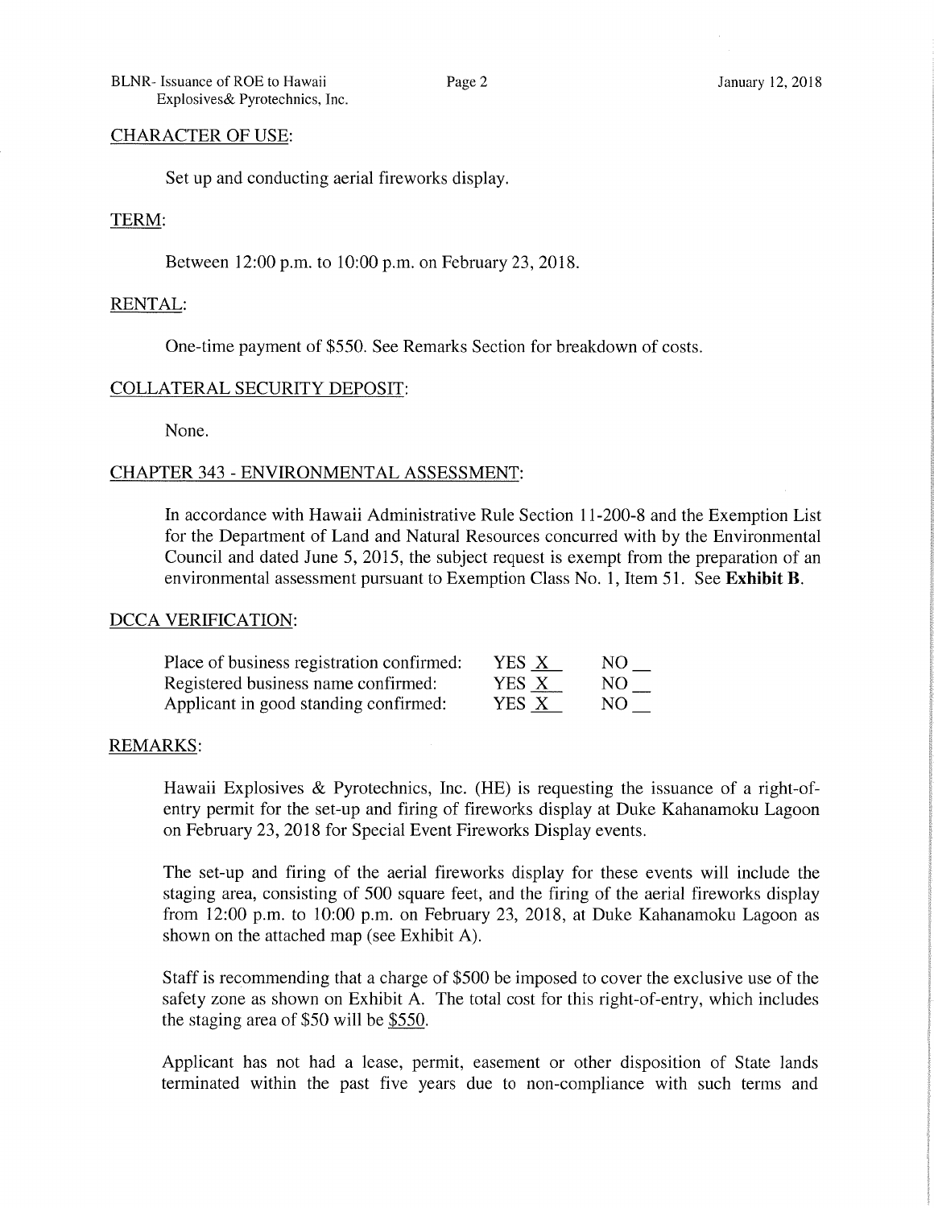## CHARACTER OF USE:

Set up and conducting aerial fireworks display.

## TERM:

Between 12:00 p.m. to 10:00 p.m. on February 23, 2018.

## RENTAL:

One-time payment of $550. See Remarks Section for breakdown of costs.

## COLLATERAL SECURITY DEPOSIT:

None.

## CHAPTER 343 - ENVIRONMENTAL ASSESSMENT:

In accordance with Hawaii Administrative Rule Section 11-200-8 and the Exemption List for the Department of Land and Natural Resources concurred with by the Environmental Council and dated June 5, 2015, the subject request is exempt from the preparation of an environmental assessment pursuant to Exemption Class No. 1, Item 51. See **Exhibit B**.

## DCCA VERIFICATION:

| | | |
|---|---|---|
| Place of business registration confirmed: | YES X | NO __ |
| Registered business name confirmed: | YES X | NO __ |
| Applicant in good standing confirmed: | YES X | NO __ |

## REMARKS:

Hawaii Explosives & Pyrotechnics, Inc. (HE) is requesting the issuance of a right-of-entry permit for the set-up and firing of fireworks display at Duke Kahanamoku Lagoon on February 23, 2018 for Special Event Fireworks Display events.

The set-up and firing of the aerial fireworks display for these events will include the staging area, consisting of 500 square feet, and the firing of the aerial fireworks display from 12:00 p.m. to 10:00 p.m. on February 23, 2018, at Duke Kahanamoku Lagoon as shown on the attached map (see Exhibit A).

Staff is recommending that a charge of $500 be imposed to cover the exclusive use of the safety zone as shown on Exhibit A. The total cost for this right-of-entry, which includes the staging area of $50 will be $550.

Applicant has not had a lease, permit, easement or other disposition of State lands terminated within the past five years due to non-compliance with such terms and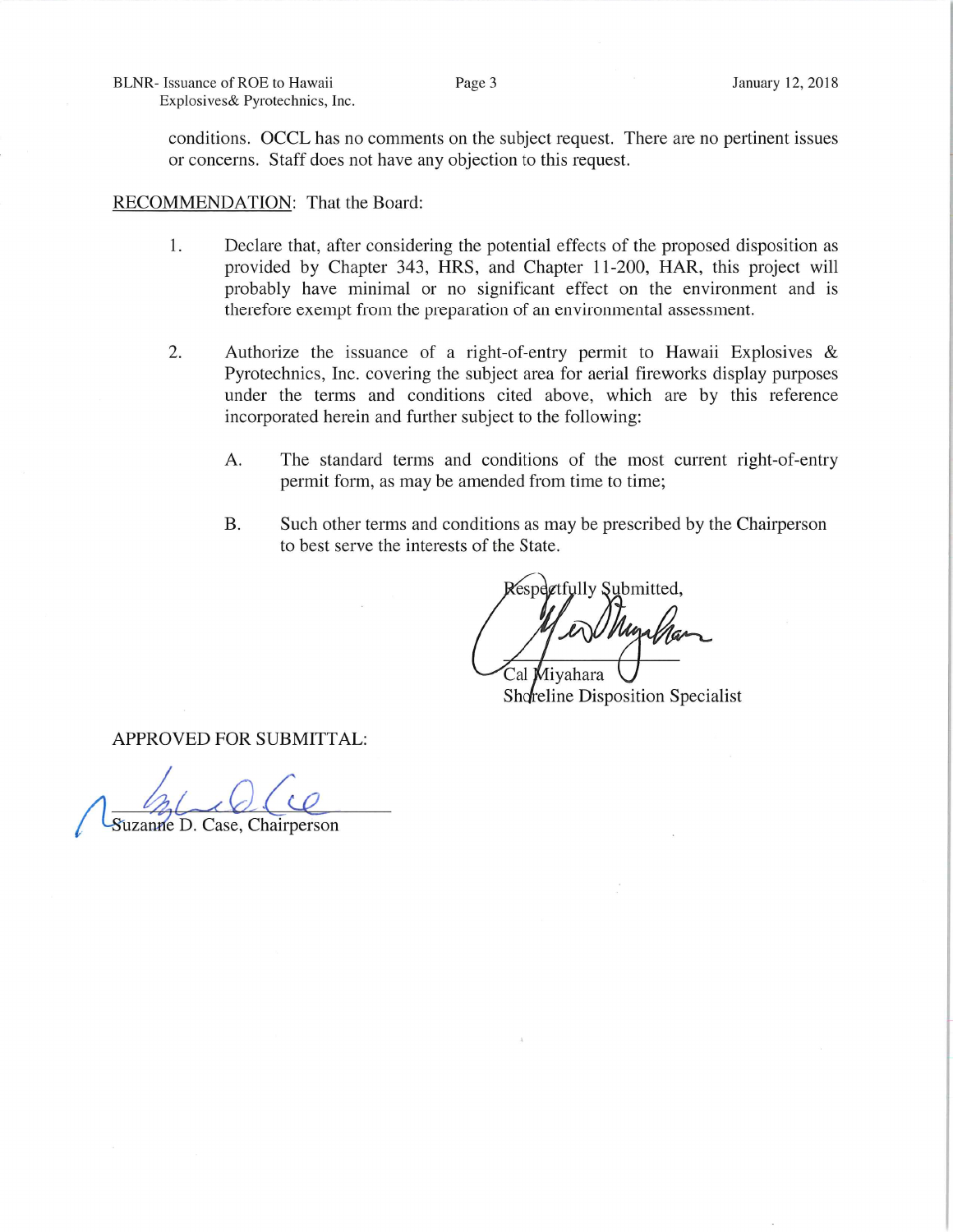conditions. OCCL has no comments on the subject request. There are no pertinent issues or concerns. Staff does not have any objection to this request.

RECOMMENDATION: That the Board:

1. Declare that, after considering the potential effects of the proposed disposition as provided by Chapter 343, HRS, and Chapter 11-200, HAR, this project will probably have minimal or no significant effect on the environment and is therefore exempt from the preparation of an environmental assessment.

2. Authorize the issuance of a right-of-entry permit to Hawaii Explosives & Pyrotechnics, Inc. covering the subject area for aerial fireworks display purposes under the terms and conditions cited above, which are by this reference incorporated herein and further subject to the following:

   A. The standard terms and conditions of the most current right-of-entry permit form, as may be amended from time to time;

   B. Such other terms and conditions as may be prescribed by the Chairperson to best serve the interests of the State.

Respectfully Submitted,

Cal Miyahara
Shoreline Disposition Specialist

APPROVED FOR SUBMITTAL:

Suzanne D. Case, Chairperson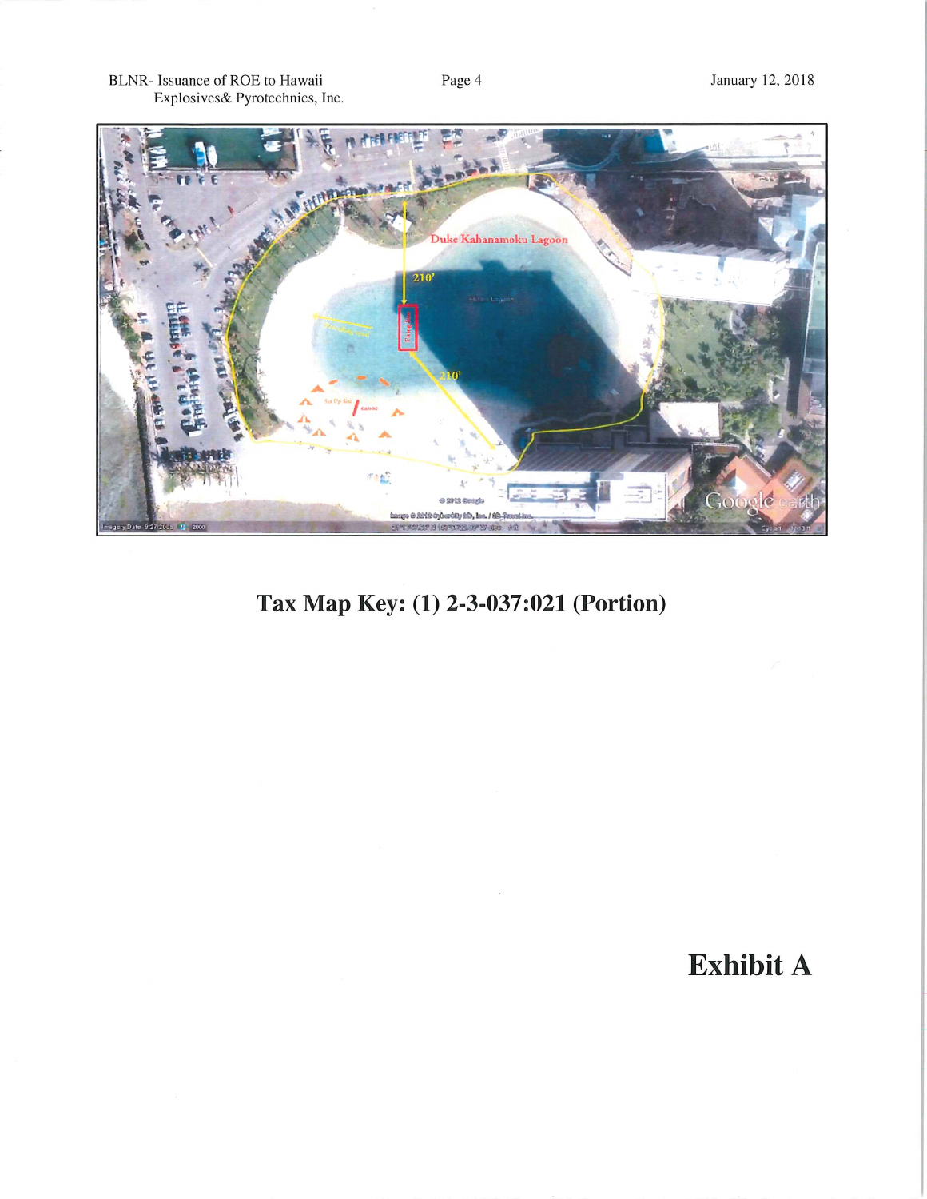Tax Map Key: (1) 2-3-037:021 (Portion)

Exhibit A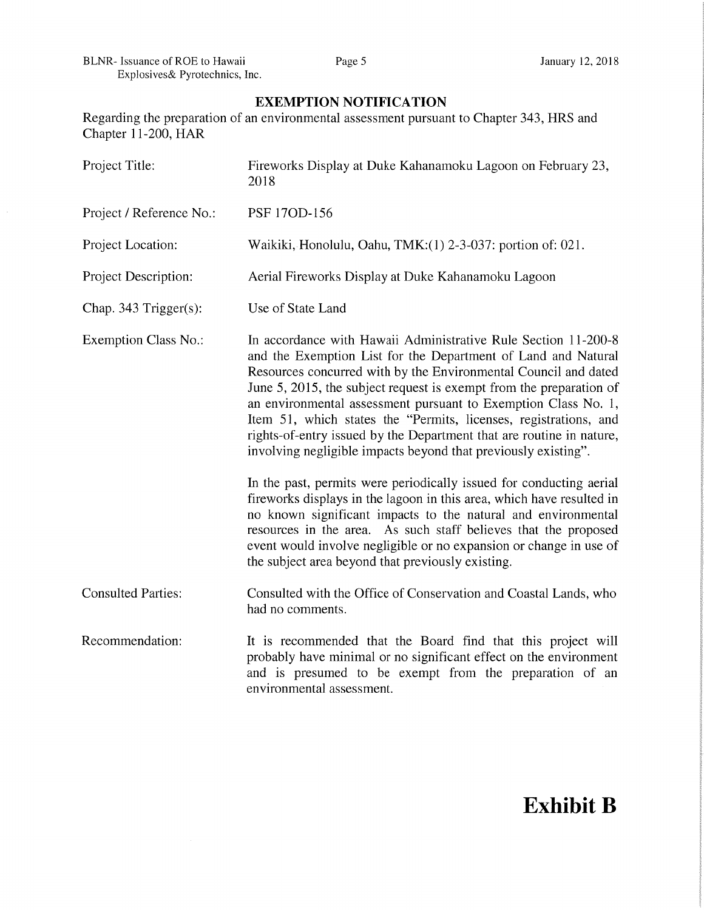## EXEMPTION NOTIFICATION

Regarding the preparation of an environmental assessment pursuant to Chapter 343, HRS and Chapter 11-200, HAR

| | |
|---|---|
| Project Title: | Fireworks Display at Duke Kahanamoku Lagoon on February 23, 2018 |
| Project / Reference No.: | PSF 17OD-156 |
| Project Location: | Waikiki, Honolulu, Oahu, TMK:(1) 2-3-037: portion of: 021. |
| Project Description: | Aerial Fireworks Display at Duke Kahanamoku Lagoon |
| Chap. 343 Trigger(s): | Use of State Land |
| Exemption Class No.: | In accordance with Hawaii Administrative Rule Section 11-200-8 and the Exemption List for the Department of Land and Natural Resources concurred with by the Environmental Council and dated June 5, 2015, the subject request is exempt from the preparation of an environmental assessment pursuant to Exemption Class No. 1, Item 51, which states the "Permits, licenses, registrations, and rights-of-entry issued by the Department that are routine in nature, involving negligible impacts beyond that previously existing".<br><br>In the past, permits were periodically issued for conducting aerial fireworks displays in the lagoon in this area, which have resulted in no known significant impacts to the natural and environmental resources in the area. As such staff believes that the proposed event would involve negligible or no expansion or change in use of the subject area beyond that previously existing. |
| Consulted Parties: | Consulted with the Office of Conservation and Coastal Lands, who had no comments. |
| Recommendation: | It is recommended that the Board find that this project will probably have minimal or no significant effect on the environment and is presumed to be exempt from the preparation of an environmental assessment. |

# Exhibit B